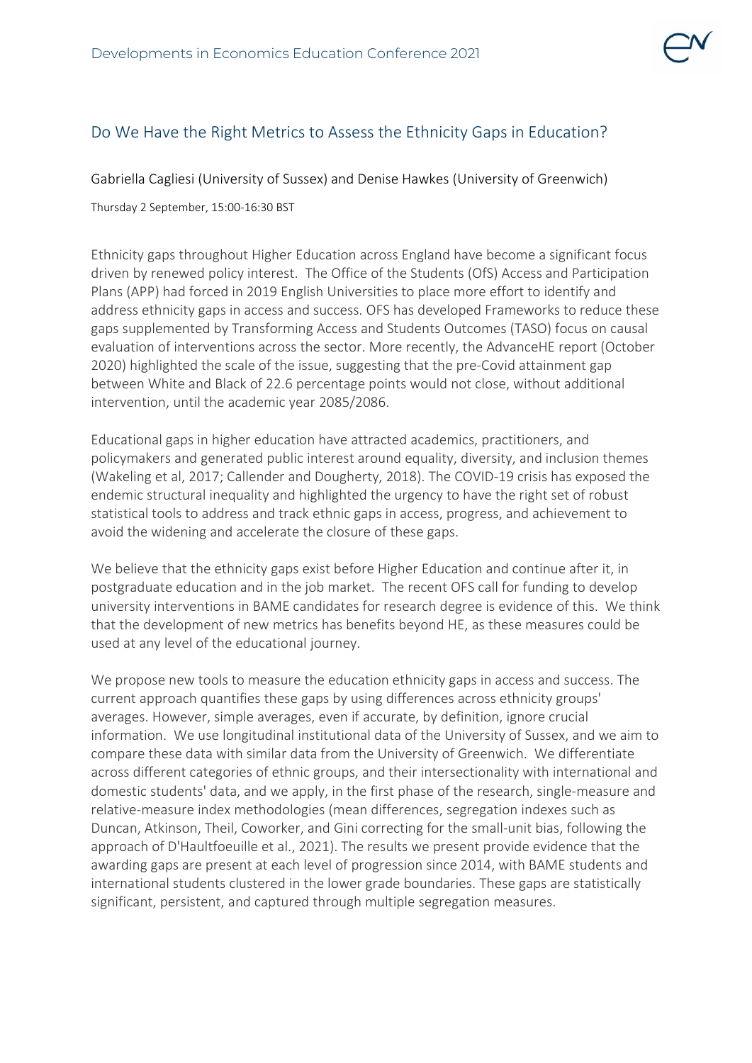# Do We Have the Right Metrics to Assess the Ethnicity Gaps in Education?

Gabriella Cagliesi (University of Sussex) and Denise Hawkes (University of Greenwich)

Thursday 2 September, 15:00-16:30 BST

Ethnicity gaps throughout Higher Education across England have become a significant focus driven by renewed policy interest. The Office of the Students (OfS) Access and Participation Plans (APP) had forced in 2019 English Universities to place more effort to identify and address ethnicity gaps in access and success. OFS has developed Frameworks to reduce these gaps supplemented by Transforming Access and Students Outcomes (TASO) focus on causal evaluation of interventions across the sector. More recently, the AdvanceHE report (October 2020) highlighted the scale of the issue, suggesting that the pre-Covid attainment gap between White and Black of 22.6 percentage points would not close, without additional intervention, until the academic year 2085/2086.

Educational gaps in higher education have attracted academics, practitioners, and policymakers and generated public interest around equality, diversity, and inclusion themes (Wakeling et al, 2017; Callender and Dougherty, 2018). The COVID-19 crisis has exposed the endemic structural inequality and highlighted the urgency to have the right set of robust statistical tools to address and track ethnic gaps in access, progress, and achievement to avoid the widening and accelerate the closure of these gaps.

We believe that the ethnicity gaps exist before Higher Education and continue after it, in postgraduate education and in the job market. The recent OFS call for funding to develop university interventions in BAME candidates for research degree is evidence of this. We think that the development of new metrics has benefits beyond HE, as these measures could be used at any level of the educational journey.

We propose new tools to measure the education ethnicity gaps in access and success. The current approach quantifies these gaps by using differences across ethnicity groups' averages. However, simple averages, even if accurate, by definition, ignore crucial information. We use longitudinal institutional data of the University of Sussex, and we aim to compare these data with similar data from the University of Greenwich. We differentiate across different categories of ethnic groups, and their intersectionality with international and domestic students' data, and we apply, in the first phase of the research, single-measure and relative-measure index methodologies (mean differences, segregation indexes such as Duncan, Atkinson, Theil, Coworker, and Gini correcting for the small-unit bias, following the approach of D'Haultfoeuille et al., 2021). The results we present provide evidence that the awarding gaps are present at each level of progression since 2014, with BAME students and international students clustered in the lower grade boundaries. These gaps are statistically significant, persistent, and captured through multiple segregation measures.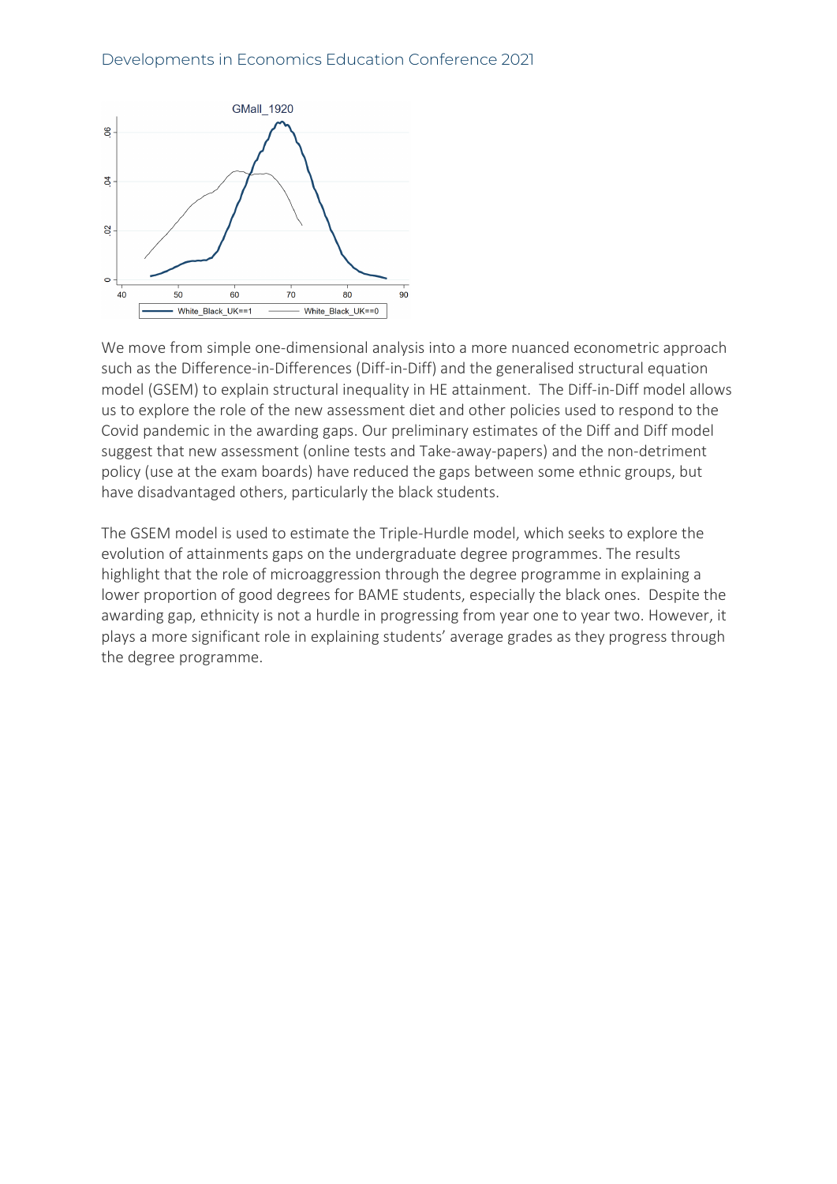We move from simple one-dimensional analysis into a more nuanced econometric approach such as the Difference-in-Differences (Diff-in-Diff) and the generalised structural equation model (GSEM) to explain structural inequality in HE attainment. The Diff-in-Diff model allows us to explore the role of the new assessment diet and other policies used to respond to the Covid pandemic in the awarding gaps. Our preliminary estimates of the Diff and Diff model suggest that new assessment (online tests and Take-away-papers) and the non-detriment policy (use at the exam boards) have reduced the gaps between some ethnic groups, but have disadvantaged others, particularly the black students.

The GSEM model is used to estimate the Triple-Hurdle model, which seeks to explore the evolution of attainments gaps on the undergraduate degree programmes. The results highlight that the role of microaggression through the degree programme in explaining a lower proportion of good degrees for BAME students, especially the black ones. Despite the awarding gap, ethnicity is not a hurdle in progressing from year one to year two. However, it plays a more significant role in explaining students' average grades as they progress through the degree programme.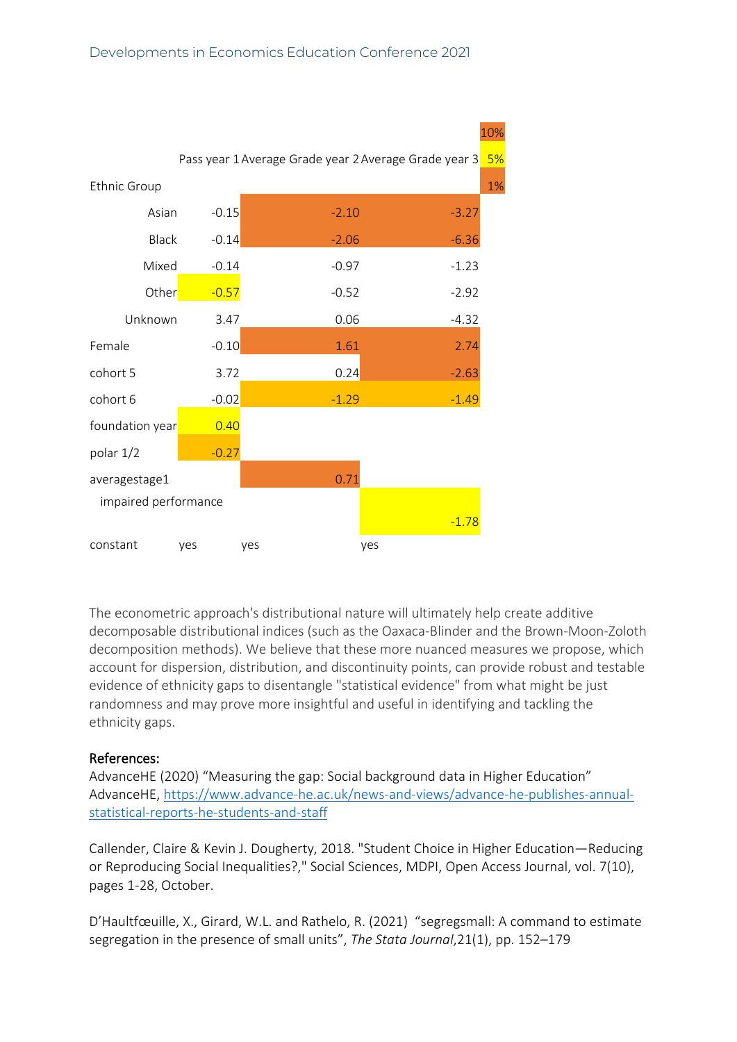| | Pass year 1 | Average Grade year 2 | Average Grade year 3 |
|---|---|---|---|
| Ethnic Group | | | |
| Asian | -0.15 | -2.10 | -3.27 |
| Black | -0.14 | -2.06 | -6.36 |
| Mixed | -0.14 | -0.97 | -1.23 |
| Other | -0.57 | -0.52 | -2.92 |
| Unknown | 3.47 | 0.06 | -4.32 |
| Female | -0.10 | 1.61 | 2.74 |
| cohort 5 | 3.72 | 0.24 | -2.63 |
| cohort 6 | -0.02 | -1.29 | -1.49 |
| foundation year | 0.40 | | |
| polar 1/2 | -0.27 | | |
| averagestage1 | | 0.71 | |
| impaired performance | | | -1.78 |
| constant | yes | yes | yes |

Legend: 10% | 5% | 1%

The econometric approach's distributional nature will ultimately help create additive decomposable distributional indices (such as the Oaxaca-Blinder and the Brown-Moon-Zoloth decomposition methods). We believe that these more nuanced measures we propose, which account for dispersion, distribution, and discontinuity points, can provide robust and testable evidence of ethnicity gaps to disentangle "statistical evidence" from what might be just randomness and may prove more insightful and useful in identifying and tackling the ethnicity gaps.

## References:

AdvanceHE (2020) "Measuring the gap: Social background data in Higher Education" AdvanceHE, https://www.advance-he.ac.uk/news-and-views/advance-he-publishes-annual-statistical-reports-he-students-and-staff

Callender, Claire & Kevin J. Dougherty, 2018. "Student Choice in Higher Education—Reducing or Reproducing Social Inequalities?," Social Sciences, MDPI, Open Access Journal, vol. 7(10), pages 1-28, October.

D'Haultfœuille, X., Girard, W.L. and Rathelo, R. (2021) "segregsmall: A command to estimate segregation in the presence of small units", *The Stata Journal*,21(1), pp. 152–179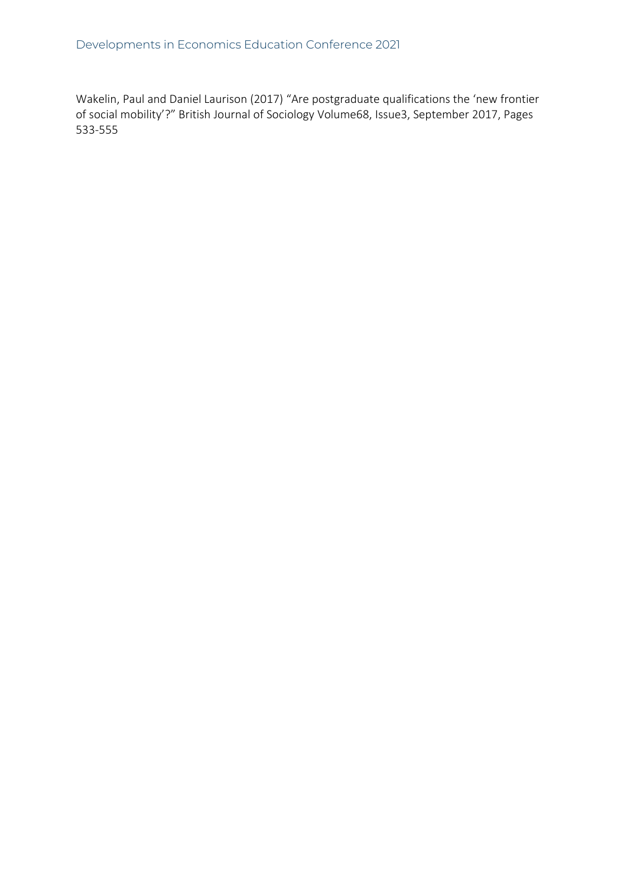Wakelin, Paul and Daniel Laurison (2017) “Are postgraduate qualifications the ‘new frontier of social mobility’?” British Journal of Sociology Volume68, Issue3, September 2017, Pages 533-555